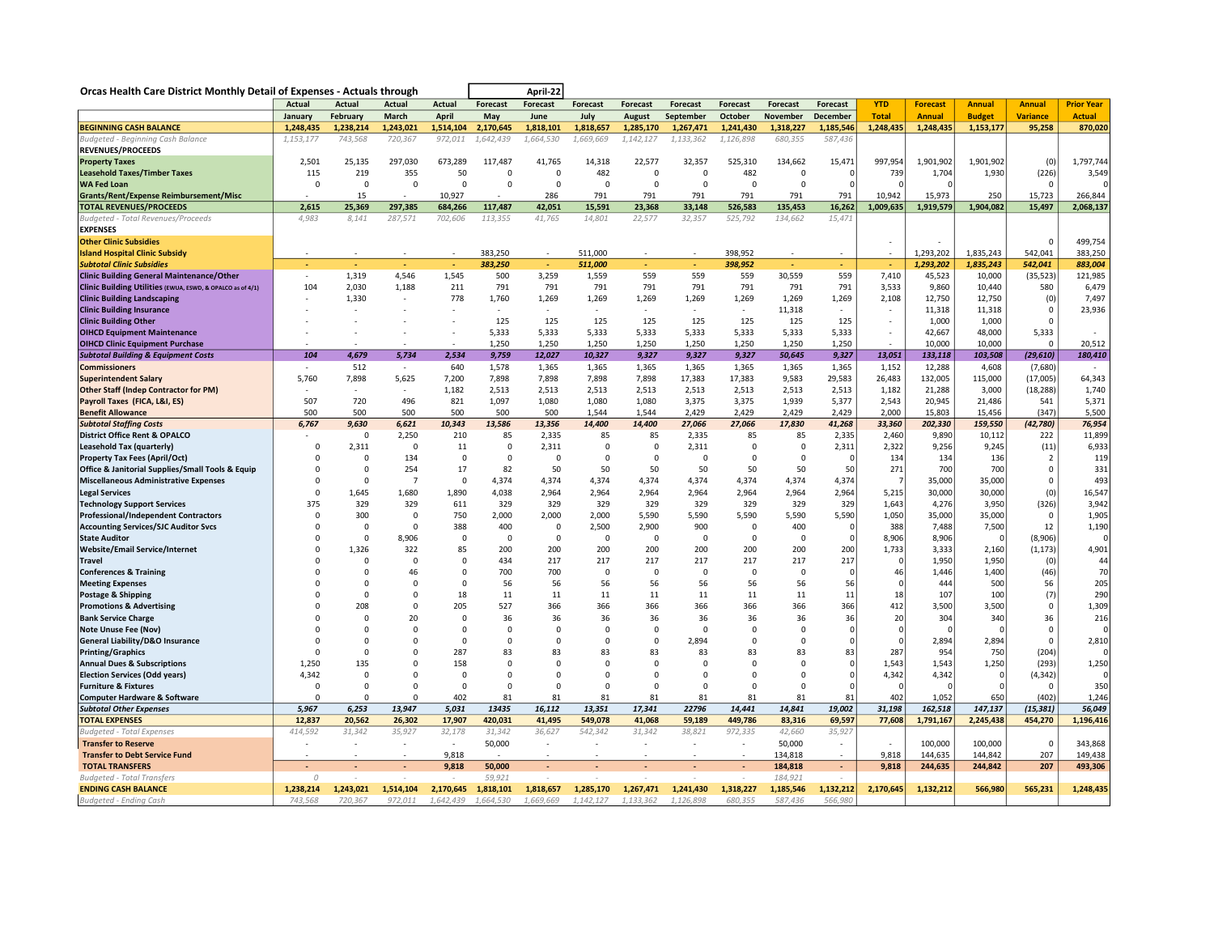# Orcas Health Care District Monthly Detail of Expenses - Actuals through April-22

| | Actual | Actual | Actual | Actual | Forecast | Forecast | Forecast | Forecast | Forecast | Forecast | Forecast | Forecast | YTD | Forecast | Annual | Annual | Prior Year |
|---|---|---|---|---|---|---|---|---|---|---|---|---|---|---|---|---|---|
| | January | February | March | April | May | June | July | August | September | October | November | December | Total | Annual | Budget | Variance | Actual |
| **BEGINNING CASH BALANCE** | 1,248,435 | 1,238,214 | 1,243,021 | 1,514,104 | 2,170,645 | 1,818,101 | 1,818,657 | 1,285,170 | 1,267,471 | 1,241,430 | 1,318,227 | 1,185,546 | 1,248,435 | 1,248,435 | 1,153,177 | 95,258 | 870,020 |
| *Budgeted - Beginning Cash Balance* | *1,153,177* | *743,568* | *720,367* | *972,011* | *1,642,439* | *1,664,530* | *1,669,669* | *1,142,127* | *1,133,362* | *1,126,898* | *680,355* | *587,436* | | | | | |
| **REVENUES/PROCEEDS** | | | | | | | | | | | | | | | | | |
| **Property Taxes** | 2,501 | 25,135 | 297,030 | 673,289 | 117,487 | 41,765 | 14,318 | 22,577 | 32,357 | 525,310 | 134,662 | 15,471 | 997,954 | 1,901,902 | 1,901,902 | (0) | 1,797,744 |
| **Leasehold Taxes/Timber Taxes** | 115 | 219 | 355 | 50 | 0 | 0 | 482 | 0 | 0 | 482 | 0 | 0 | 739 | 1,704 | 1,930 | (226) | 3,549 |
| **WA Fed Loan** | 0 | 0 | 0 | 0 | 0 | 0 | 0 | 0 | 0 | 0 | 0 | 0 | 0 | 0 | | | 0 |
| **Grants/Rent/Expense Reimbursement/Misc** | - | 15 | - | 10,927 | - | 286 | 791 | 791 | 791 | 791 | 791 | 791 | 10,942 | 15,973 | 250 | 15,723 | 266,844 |
| **TOTAL REVENUES/PROCEEDS** | 2,615 | 25,369 | 297,385 | 684,266 | 117,487 | 42,051 | 15,591 | 23,368 | 33,148 | 526,583 | 135,453 | 16,262 | 1,009,635 | 1,919,579 | 1,904,082 | 15,497 | 2,068,137 |
| *Budgeted - Total Revenues/Proceeds* | *4,983* | *8,141* | *287,571* | *702,606* | *113,355* | *41,765* | *14,801* | *22,577* | *32,357* | *525,792* | *134,662* | *15,471* | | | | | |
| **EXPENSES** | | | | | | | | | | | | | | | | | |
| **Other Clinic Subsidies** | | | | | | | | | | | | | - | - | | 0 | 499,754 |
| **Island Hospital Clinic Subsidy** | - | - | - | - | 383,250 | - | 511,000 | - | - | 398,952 | - | - | - | 1,293,202 | 1,835,243 | 542,041 | 383,250 |
| ***Subtotal Clinic Subsidies*** | - | - | - | - | *383,250* | - | *511,000* | - | - | *398,952* | - | - | - | *1,293,202* | *1,835,243* | *542,041* | *883,004* |
| **Clinic Building General Maintenance/Other** | - | 1,319 | 4,546 | 1,545 | 500 | 3,259 | 1,559 | 559 | 559 | 559 | 30,559 | 559 | 7,410 | 45,523 | 10,000 | (35,523) | 121,985 |
| **Clinic Building Utilities** (EWUA, ESWD, & OPALCO as of 4/1) | 104 | 2,030 | 1,188 | 211 | 791 | 791 | 791 | 791 | 791 | 791 | 791 | 791 | 3,533 | 9,860 | 10,440 | 580 | 6,479 |
| **Clinic Building Landscaping** | - | 1,330 | - | 778 | 1,760 | 1,269 | 1,269 | 1,269 | 1,269 | 1,269 | 1,269 | 1,269 | 2,108 | 12,750 | 12,750 | (0) | 7,497 |
| **Clinic Building Insurance** | - | - | - | - | - | - | - | - | - | - | 11,318 | - | - | 11,318 | 11,318 | 0 | 23,936 |
| **Clinic Building Other** | - | - | - | - | 125 | 125 | 125 | 125 | 125 | 125 | 125 | 125 | - | 1,000 | 1,000 | 0 | |
| **OIHCD Equipment Maintenance** | - | - | - | - | 5,333 | 5,333 | 5,333 | 5,333 | 5,333 | 5,333 | 5,333 | 5,333 | - | 42,667 | 48,000 | 5,333 | - |
| **OIHCD Clinic Equipment Purchase** | - | - | - | - | 1,250 | 1,250 | 1,250 | 1,250 | 1,250 | 1,250 | 1,250 | 1,250 | - | 10,000 | 10,000 | 0 | 20,512 |
| ***Subtotal Building & Equipment Costs*** | *104* | *4,679* | *5,734* | *2,534* | *9,759* | *12,027* | *10,327* | *9,327* | *9,327* | *9,327* | *50,645* | *9,327* | *13,051* | *133,118* | *103,508* | *(29,610)* | *180,410* |
| **Commissioners** | - | 512 | - | 640 | 1,578 | 1,365 | 1,365 | 1,365 | 1,365 | 1,365 | 1,365 | 1,365 | 1,152 | 12,288 | 4,608 | (7,680) | - |
| **Superintendent Salary** | 5,760 | 7,898 | 5,625 | 7,200 | 7,898 | 7,898 | 7,898 | 7,898 | 17,383 | 17,383 | 9,583 | 29,583 | 26,483 | 132,005 | 115,000 | (17,005) | 64,343 |
| **Other Staff (Indep Contractor for PM)** | - | - | - | 1,182 | 2,513 | 2,513 | 2,513 | 2,513 | 2,513 | 2,513 | 2,513 | 2,513 | 1,182 | 21,288 | 3,000 | (18,288) | 1,740 |
| **Payroll Taxes (FICA, L&I, ES)** | 507 | 720 | 496 | 821 | 1,097 | 1,080 | 1,080 | 1,080 | 3,375 | 3,375 | 1,939 | 5,377 | 2,543 | 20,945 | 21,486 | 541 | 5,371 |
| **Benefit Allowance** | 500 | 500 | 500 | 500 | 500 | 500 | 1,544 | 1,544 | 2,429 | 2,429 | 2,429 | 2,429 | 2,000 | 15,803 | 15,456 | (347) | 5,500 |
| ***Subtotal Staffing Costs*** | *6,767* | *9,630* | *6,621* | *10,343* | *13,586* | *13,356* | *14,400* | *14,400* | *27,066* | *27,066* | *17,830* | *41,268* | *33,360* | *202,330* | *159,550* | *(42,780)* | *76,954* |
| **District Office Rent & OPALCO** | - | 0 | 2,250 | 210 | 85 | 2,335 | 85 | 85 | 2,335 | 85 | 85 | 2,335 | 2,460 | 9,890 | 10,112 | 222 | 11,899 |
| **Leasehold Tax (quarterly)** | 0 | 2,311 | 0 | 11 | 0 | 2,311 | 0 | 0 | 2,311 | 0 | 0 | 2,311 | 2,322 | 9,256 | 9,245 | (11) | 6,933 |
| **Property Tax Fees (April/Oct)** | 0 | 0 | 134 | 0 | 0 | 0 | 0 | 0 | 0 | 0 | 0 | 0 | 134 | 134 | 136 | 2 | 119 |
| **Office & Janitorial Supplies/Small Tools & Equip** | 0 | 0 | 254 | 17 | 82 | 50 | 50 | 50 | 50 | 50 | 50 | 50 | 271 | 700 | 700 | 0 | 331 |
| **Miscellaneous Administrative Expenses** | 0 | 0 | 7 | 0 | 4,374 | 4,374 | 4,374 | 4,374 | 4,374 | 4,374 | 4,374 | 4,374 | 7 | 35,000 | 35,000 | 0 | 493 |
| **Legal Services** | 0 | 1,645 | 1,680 | 1,890 | 4,038 | 2,964 | 2,964 | 2,964 | 2,964 | 2,964 | 2,964 | 2,964 | 5,215 | 30,000 | 30,000 | (0) | 16,547 |
| **Technology Support Services** | 375 | 329 | 329 | 611 | 329 | 329 | 329 | 329 | 329 | 329 | 329 | 329 | 1,643 | 4,276 | 3,950 | (326) | 3,942 |
| **Professional/Independent Contractors** | 0 | 300 | 0 | 750 | 2,000 | 2,000 | 2,000 | 5,590 | 5,590 | 5,590 | 5,590 | 5,590 | 1,050 | 35,000 | 35,000 | 0 | 1,905 |
| **Accounting Services/SJC Auditor Svcs** | 0 | 0 | 0 | 388 | 400 | 0 | 2,500 | 2,900 | 900 | 0 | 400 | 0 | 388 | 7,488 | 7,500 | 12 | 1,190 |
| **State Auditor** | 0 | 0 | 8,906 | 0 | 0 | 0 | 0 | 0 | 0 | 0 | 0 | 0 | 8,906 | 8,906 | 0 | (8,906) | 0 |
| **Website/Email Service/Internet** | 0 | 1,326 | 322 | 85 | 200 | 200 | 200 | 200 | 200 | 200 | 200 | 200 | 1,733 | 3,333 | 2,160 | (1,173) | 4,901 |
| **Travel** | 0 | 0 | 0 | 0 | 434 | 217 | 217 | 217 | 217 | 217 | 217 | 217 | 0 | 1,950 | 1,950 | (0) | 44 |
| **Conferences & Training** | 0 | 0 | 46 | 0 | 700 | 700 | 0 | 0 | 0 | 0 | 0 | 0 | 46 | 1,446 | 1,400 | (46) | 70 |
| **Meeting Expenses** | 0 | 0 | 0 | 0 | 56 | 56 | 56 | 56 | 56 | 56 | 56 | 56 | 0 | 444 | 500 | 56 | 205 |
| **Postage & Shipping** | 0 | 0 | 0 | 18 | 11 | 11 | 11 | 11 | 11 | 11 | 11 | 11 | 18 | 107 | 100 | (7) | 290 |
| **Promotions & Advertising** | 0 | 208 | 0 | 205 | 527 | 366 | 366 | 366 | 366 | 366 | 366 | 366 | 412 | 3,500 | 3,500 | 0 | 1,309 |
| **Bank Service Charge** | 0 | 0 | 20 | 0 | 36 | 36 | 36 | 36 | 36 | 36 | 36 | 36 | 20 | 304 | 340 | 36 | 216 |
| **Note Unuse Fee (Nov)** | 0 | 0 | 0 | 0 | 0 | 0 | 0 | 0 | 0 | 0 | 0 | 0 | 0 | 0 | 0 | 0 | 0 |
| **General Liability/D&O Insurance** | 0 | 0 | 0 | 0 | 0 | 0 | 0 | 0 | 2,894 | 0 | 0 | 0 | 0 | 2,894 | 2,894 | 0 | 2,810 |
| **Printing/Graphics** | 0 | 0 | 0 | 287 | 83 | 83 | 83 | 83 | 83 | 83 | 83 | 83 | 287 | 954 | 750 | (204) | 0 |
| **Annual Dues & Subscriptions** | 1,250 | 135 | 0 | 158 | 0 | 0 | 0 | 0 | 0 | 0 | 0 | 0 | 1,543 | 1,543 | 1,250 | (293) | 1,250 |
| **Election Services (Odd years)** | 4,342 | 0 | 0 | 0 | 0 | 0 | 0 | 0 | 0 | 0 | 0 | 0 | 4,342 | 4,342 | 0 | (4,342) | 0 |
| **Furniture & Fixtures** | 0 | 0 | 0 | 0 | 0 | 0 | 0 | 0 | 0 | 0 | 0 | 0 | 0 | 0 | 0 | 0 | 350 |
| **Computer Hardware & Software** | 0 | 0 | 0 | 402 | 81 | 81 | 81 | 81 | 81 | 81 | 81 | 81 | 402 | 1,052 | 650 | (402) | 1,246 |
| ***Subtotal Other Expenses*** | *5,967* | *6,253* | *13,947* | *5,031* | *13435* | *16,112* | *13,351* | *17,341* | *22796* | *14,441* | *14,841* | *19,002* | *31,198* | *162,518* | *147,137* | *(15,381)* | *56,049* |
| **TOTAL EXPENSES** | 12,837 | 20,562 | 26,302 | 17,907 | 420,031 | 41,495 | 549,078 | 41,068 | 59,189 | 449,786 | 83,316 | 69,597 | 77,608 | 1,791,167 | 2,245,438 | 454,270 | 1,196,416 |
| *Budgeted - Total Expenses* | *414,592* | *31,342* | *35,927* | *32,178* | *31,342* | *36,627* | *542,342* | *31,342* | *38,821* | *972,335* | *42,660* | *35,927* | | | | | |
| **Transfer to Reserve** | - | - | - | - | 50,000 | - | - | - | - | - | 50,000 | - | - | 100,000 | 100,000 | 0 | 343,868 |
| **Transfer to Debt Service Fund** | - | - | - | 9,818 | - | - | - | - | - | - | 134,818 | - | 9,818 | 144,635 | 144,842 | 207 | 149,438 |
| **TOTAL TRANSFERS** | - | - | - | 9,818 | 50,000 | - | - | - | - | - | 184,818 | - | 9,818 | 244,635 | 244,842 | 207 | 493,306 |
| *Budgeted - Total Transfers* | *0* | - | - | - | *59,921* | - | - | - | - | - | *184,921* | - | | | | | |
| **ENDING CASH BALANCE** | 1,238,214 | 1,243,021 | 1,514,104 | 2,170,645 | 1,818,101 | 1,818,657 | 1,285,170 | 1,267,471 | 1,241,430 | 1,318,227 | 1,185,546 | 1,132,212 | 2,170,645 | 1,132,212 | 566,980 | 565,231 | 1,248,435 |
| *Budgeted - Ending Cash* | *743,568* | *720,367* | *972,011* | *1,642,439* | *1,664,530* | *1,669,669* | *1,142,127* | *1,133,362* | *1,126,898* | *680,355* | *587,436* | *566,980* | | | | | |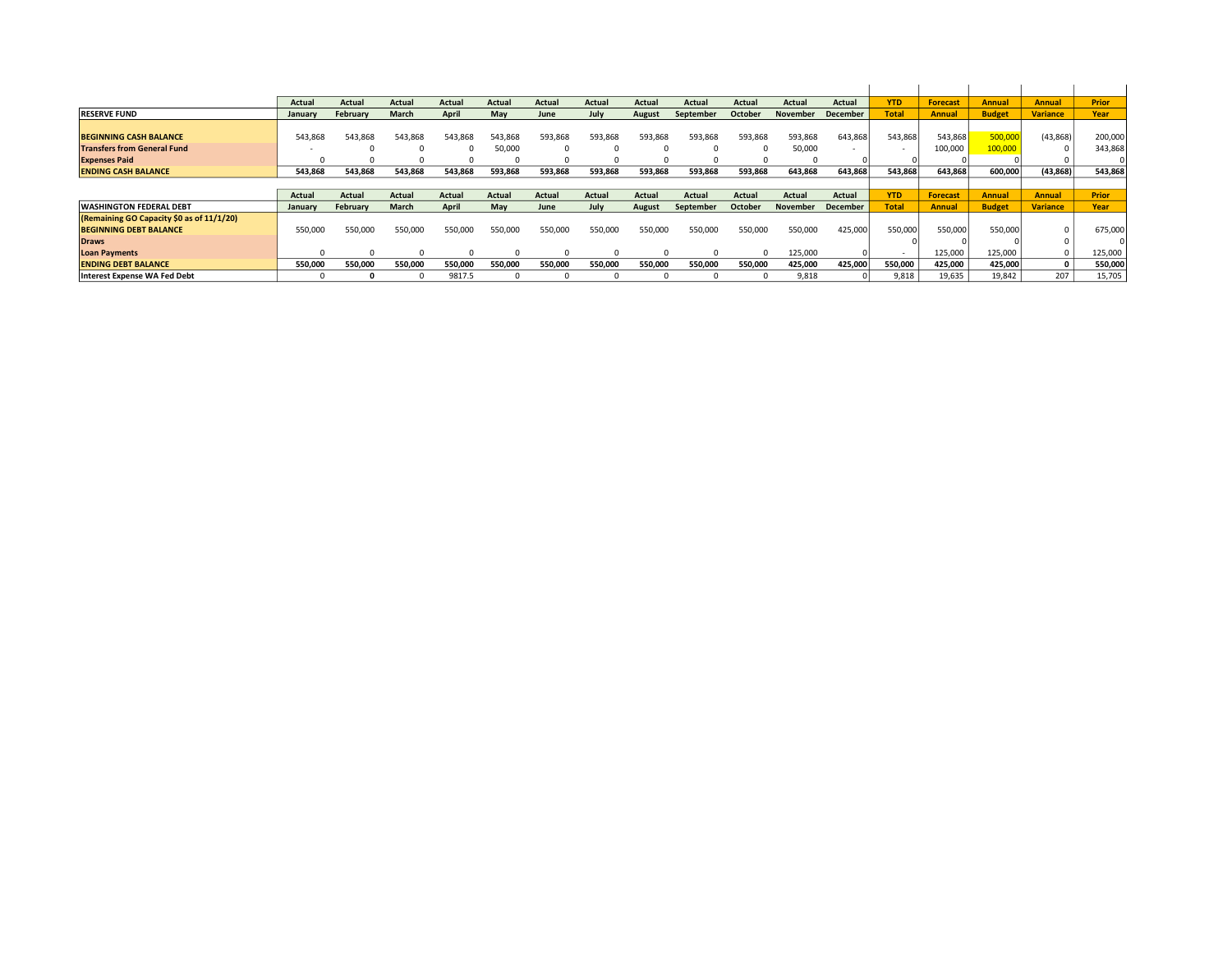| | Actual | Actual | Actual | Actual | Actual | Actual | Actual | Actual | Actual | Actual | Actual | Actual | YTD | Forecast | Annual | Annual | Prior |
|---|---|---|---|---|---|---|---|---|---|---|---|---|---|---|---|---|---|
| **RESERVE FUND** | January | February | March | April | May | June | July | August | September | October | November | December | Total | Annual | Budget | Variance | Year |
| **BEGINNING CASH BALANCE** | 543,868 | 543,868 | 543,868 | 543,868 | 543,868 | 593,868 | 593,868 | 593,868 | 593,868 | 593,868 | 593,868 | 643,868 | 543,868 | 543,868 | 500,000 | (43,868) | 200,000 |
| **Transfers from General Fund** | - | 0 | 0 | 0 | 50,000 | 0 | 0 | 0 | 0 | 0 | 50,000 | - | - | 100,000 | 100,000 | 0 | 343,868 |
| **Expenses Paid** | 0 | 0 | 0 | 0 | 0 | 0 | 0 | 0 | 0 | 0 | 0 | 0 | 0 | 0 | 0 | 0 | 0 |
| **ENDING CASH BALANCE** | **543,868** | **543,868** | **543,868** | **543,868** | **593,868** | **593,868** | **593,868** | **593,868** | **593,868** | **593,868** | **643,868** | **643,868** | **543,868** | **643,868** | **600,000** | **(43,868)** | **543,868** |

| | Actual | Actual | Actual | Actual | Actual | Actual | Actual | Actual | Actual | Actual | Actual | Actual | YTD | Forecast | Annual | Annual | Prior |
|---|---|---|---|---|---|---|---|---|---|---|---|---|---|---|---|---|---|
| **WASHINGTON FEDERAL DEBT** | January | February | March | April | May | June | July | August | September | October | November | December | Total | Annual | Budget | Variance | Year |
| **(Remaining GO Capacity $0 as of 11/1/20)** | | | | | | | | | | | | | | | | | |
| **BEGINNING DEBT BALANCE** | 550,000 | 550,000 | 550,000 | 550,000 | 550,000 | 550,000 | 550,000 | 550,000 | 550,000 | 550,000 | 550,000 | 425,000 | 550,000 | 550,000 | 550,000 | 0 | 675,000 |
| **Draws** | | | | | | | | | | | | | 0 | 0 | 0 | 0 | 0 |
| **Loan Payments** | 0 | 0 | 0 | 0 | 0 | 0 | 0 | 0 | 0 | 0 | 125,000 | 0 | - | 125,000 | 125,000 | 0 | 125,000 |
| **ENDING DEBT BALANCE** | **550,000** | **550,000** | **550,000** | **550,000** | **550,000** | **550,000** | **550,000** | **550,000** | **550,000** | **550,000** | **425,000** | **425,000** | **550,000** | **425,000** | **425,000** | **0** | **550,000** |
| **Interest Expense WA Fed Debt** | 0 | **0** | 0 | 9817.5 | 0 | 0 | 0 | 0 | 0 | 0 | 9,818 | 0 | 9,818 | 19,635 | 19,842 | 207 | 15,705 |